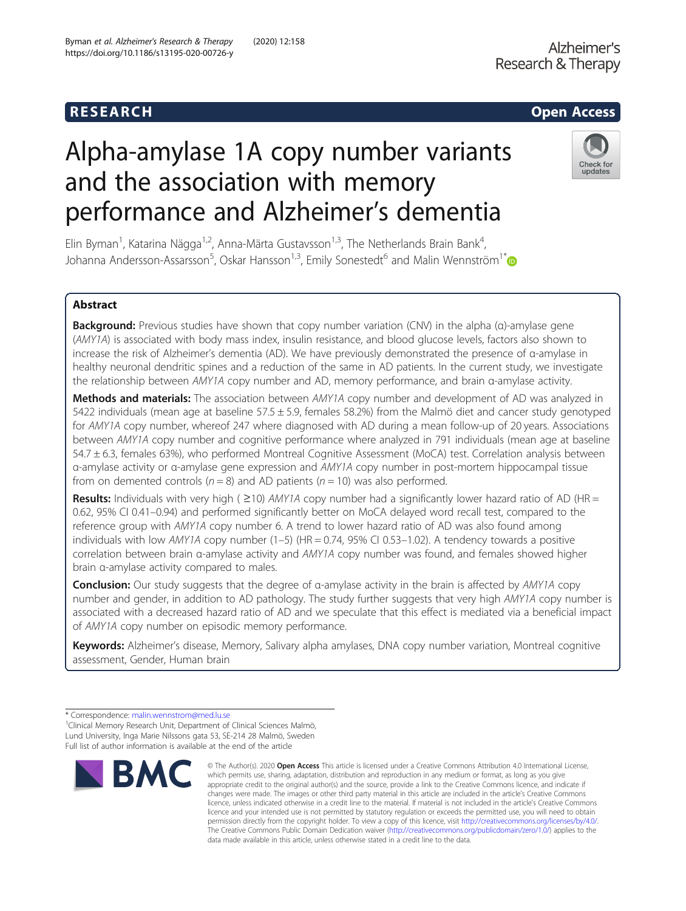RESEARCH | Open Access

# Alpha-amylase 1A copy number variants and the association with memory performance and Alzheimer's dementia

Elin Byman[1], Katarina Nägga[1,2], Anna-Märta Gustavsson[1,3], The Netherlands Brain Bank[4], Johanna Andersson-Assarsson[5], Oskar Hansson[1,3], Emily Sonestedt[6] and Malin Wennström[1*]

## Abstract

**Background:** Previous studies have shown that copy number variation (CNV) in the alpha (α)-amylase gene (*AMY1A*) is associated with body mass index, insulin resistance, and blood glucose levels, factors also shown to increase the risk of Alzheimer's dementia (AD). We have previously demonstrated the presence of α-amylase in healthy neuronal dendritic spines and a reduction of the same in AD patients. In the current study, we investigate the relationship between *AMY1A* copy number and AD, memory performance, and brain α-amylase activity.

**Methods and materials:** The association between *AMY1A* copy number and development of AD was analyzed in 5422 individuals (mean age at baseline 57.5 ± 5.9, females 58.2%) from the Malmö diet and cancer study genotyped for *AMY1A* copy number, whereof 247 where diagnosed with AD during a mean follow-up of 20 years. Associations between *AMY1A* copy number and cognitive performance where analyzed in 791 individuals (mean age at baseline 54.7 ± 6.3, females 63%), who performed Montreal Cognitive Assessment (MoCA) test. Correlation analysis between α-amylase activity or α-amylase gene expression and *AMY1A* copy number in post-mortem hippocampal tissue from on demented controls ($n = 8$) and AD patients ($n = 10$) was also performed.

**Results:** Individuals with very high ( ≥10) *AMY1A* copy number had a significantly lower hazard ratio of AD (HR = 0.62, 95% CI 0.41–0.94) and performed significantly better on MoCA delayed word recall test, compared to the reference group with *AMY1A* copy number 6. A trend to lower hazard ratio of AD was also found among individuals with low *AMY1A* copy number (1–5) (HR = 0.74, 95% CI 0.53–1.02). A tendency towards a positive correlation between brain α-amylase activity and *AMY1A* copy number was found, and females showed higher brain α-amylase activity compared to males.

**Conclusion:** Our study suggests that the degree of α-amylase activity in the brain is affected by *AMY1A* copy number and gender, in addition to AD pathology. The study further suggests that very high *AMY1A* copy number is associated with a decreased hazard ratio of AD and we speculate that this effect is mediated via a beneficial impact of *AMY1A* copy number on episodic memory performance.

**Keywords:** Alzheimer's disease, Memory, Salivary alpha amylases, DNA copy number variation, Montreal cognitive assessment, Gender, Human brain

---

\* Correspondence: malin.wennstrom@med.lu.se
[1]Clinical Memory Research Unit, Department of Clinical Sciences Malmö, Lund University, Inga Marie Nilssons gata 53, SE-214 28 Malmö, Sweden
Full list of author information is available at the end of the article

© The Author(s). 2020 **Open Access** This article is licensed under a Creative Commons Attribution 4.0 International License, which permits use, sharing, adaptation, distribution and reproduction in any medium or format, as long as you give appropriate credit to the original author(s) and the source, provide a link to the Creative Commons licence, and indicate if changes were made. The images or other third party material in this article are included in the article's Creative Commons licence, unless indicated otherwise in a credit line to the material. If material is not included in the article's Creative Commons licence and your intended use is not permitted by statutory regulation or exceeds the permitted use, you will need to obtain permission directly from the copyright holder. To view a copy of this licence, visit http://creativecommons.org/licenses/by/4.0/. The Creative Commons Public Domain Dedication waiver (http://creativecommons.org/publicdomain/zero/1.0/) applies to the data made available in this article, unless otherwise stated in a credit line to the data.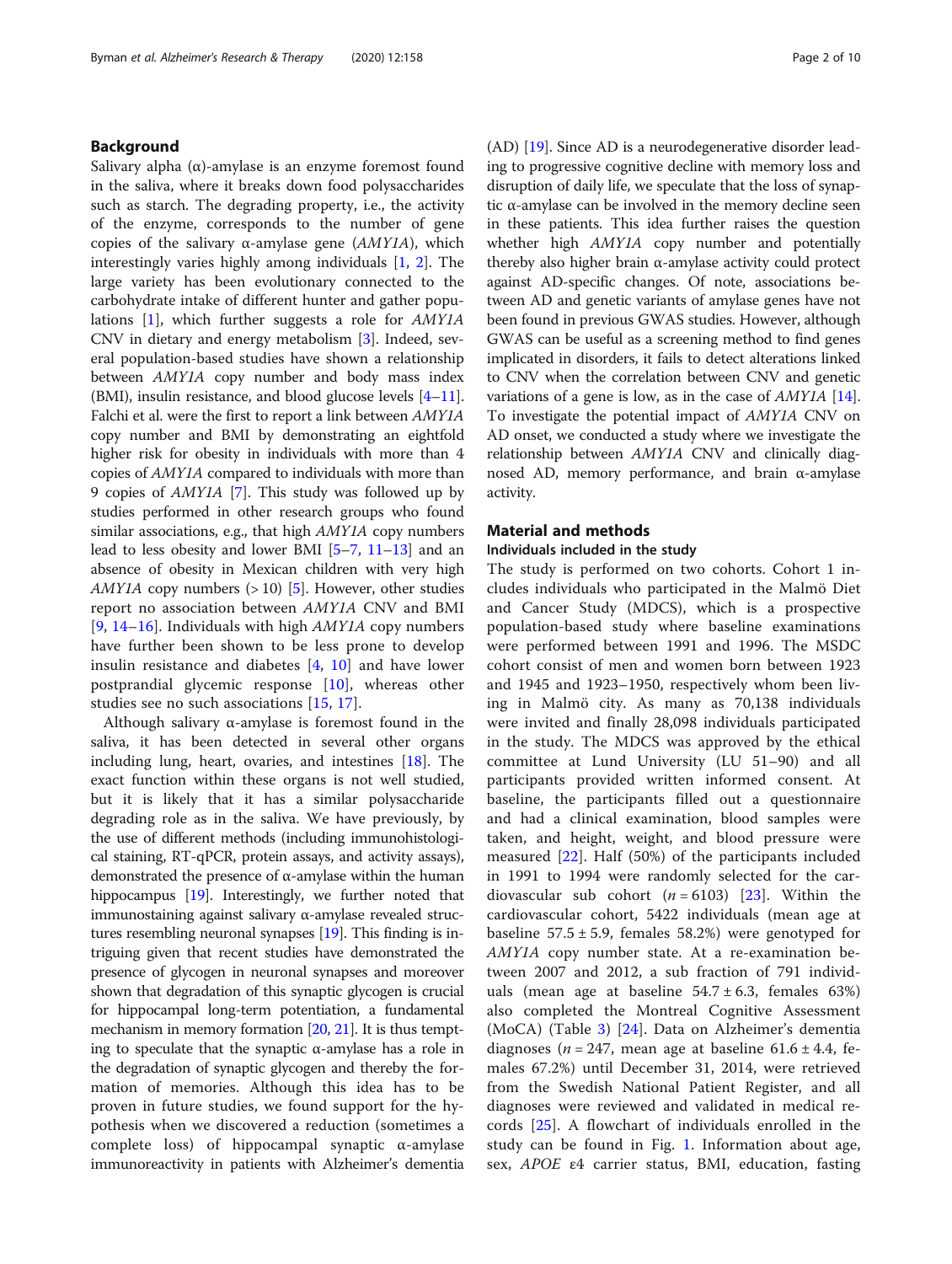## Background

Salivary alpha (α)-amylase is an enzyme foremost found in the saliva, where it breaks down food polysaccharides such as starch. The degrading property, i.e., the activity of the enzyme, corresponds to the number of gene copies of the salivary α-amylase gene (*AMY1A*), which interestingly varies highly among individuals [1, 2]. The large variety has been evolutionary connected to the carbohydrate intake of different hunter and gather populations [1], which further suggests a role for *AMY1A* CNV in dietary and energy metabolism [3]. Indeed, several population-based studies have shown a relationship between *AMY1A* copy number and body mass index (BMI), insulin resistance, and blood glucose levels [4–11]. Falchi et al. were the first to report a link between *AMY1A* copy number and BMI by demonstrating an eightfold higher risk for obesity in individuals with more than 4 copies of *AMY1A* compared to individuals with more than 9 copies of *AMY1A* [7]. This study was followed up by studies performed in other research groups who found similar associations, e.g., that high *AMY1A* copy numbers lead to less obesity and lower BMI [5–7, 11–13] and an absence of obesity in Mexican children with very high *AMY1A* copy numbers (> 10) [5]. However, other studies report no association between *AMY1A* CNV and BMI [9, 14–16]. Individuals with high *AMY1A* copy numbers have further been shown to be less prone to develop insulin resistance and diabetes [4, 10] and have lower postprandial glycemic response [10], whereas other studies see no such associations [15, 17].

Although salivary α-amylase is foremost found in the saliva, it has been detected in several other organs including lung, heart, ovaries, and intestines [18]. The exact function within these organs is not well studied, but it is likely that it has a similar polysaccharide degrading role as in the saliva. We have previously, by the use of different methods (including immunohistological staining, RT-qPCR, protein assays, and activity assays), demonstrated the presence of α-amylase within the human hippocampus [19]. Interestingly, we further noted that immunostaining against salivary α-amylase revealed structures resembling neuronal synapses [19]. This finding is intriguing given that recent studies have demonstrated the presence of glycogen in neuronal synapses and moreover shown that degradation of this synaptic glycogen is crucial for hippocampal long-term potentiation, a fundamental mechanism in memory formation [20, 21]. It is thus tempting to speculate that the synaptic α-amylase has a role in the degradation of synaptic glycogen and thereby the formation of memories. Although this idea has to be proven in future studies, we found support for the hypothesis when we discovered a reduction (sometimes a complete loss) of hippocampal synaptic α-amylase immunoreactivity in patients with Alzheimer's dementia (AD) [19]. Since AD is a neurodegenerative disorder leading to progressive cognitive decline with memory loss and disruption of daily life, we speculate that the loss of synaptic α-amylase can be involved in the memory decline seen in these patients. This idea further raises the question whether high *AMY1A* copy number and potentially thereby also higher brain α-amylase activity could protect against AD-specific changes. Of note, associations between AD and genetic variants of amylase genes have not been found in previous GWAS studies. However, although GWAS can be useful as a screening method to find genes implicated in disorders, it fails to detect alterations linked to CNV when the correlation between CNV and genetic variations of a gene is low, as in the case of *AMY1A* [14]. To investigate the potential impact of *AMY1A* CNV on AD onset, we conducted a study where we investigate the relationship between *AMY1A* CNV and clinically diagnosed AD, memory performance, and brain α-amylase activity.

## Material and methods

### Individuals included in the study

The study is performed on two cohorts. Cohort 1 includes individuals who participated in the Malmö Diet and Cancer Study (MDCS), which is a prospective population-based study where baseline examinations were performed between 1991 and 1996. The MSDC cohort consist of men and women born between 1923 and 1945 and 1923–1950, respectively whom been living in Malmö city. As many as 70,138 individuals were invited and finally 28,098 individuals participated in the study. The MDCS was approved by the ethical committee at Lund University (LU 51–90) and all participants provided written informed consent. At baseline, the participants filled out a questionnaire and had a clinical examination, blood samples were taken, and height, weight, and blood pressure were measured [22]. Half (50%) of the participants included in 1991 to 1994 were randomly selected for the cardiovascular sub cohort (*n* = 6103) [23]. Within the cardiovascular cohort, 5422 individuals (mean age at baseline 57.5 ± 5.9, females 58.2%) were genotyped for *AMY1A* copy number state. At a re-examination between 2007 and 2012, a sub fraction of 791 individuals (mean age at baseline 54.7 ± 6.3, females 63%) also completed the Montreal Cognitive Assessment (MoCA) (Table 3) [24]. Data on Alzheimer's dementia diagnoses (*n* = 247, mean age at baseline 61.6 ± 4.4, females 67.2%) until December 31, 2014, were retrieved from the Swedish National Patient Register, and all diagnoses were reviewed and validated in medical records [25]. A flowchart of individuals enrolled in the study can be found in Fig. 1. Information about age, sex, *APOE* ε4 carrier status, BMI, education, fasting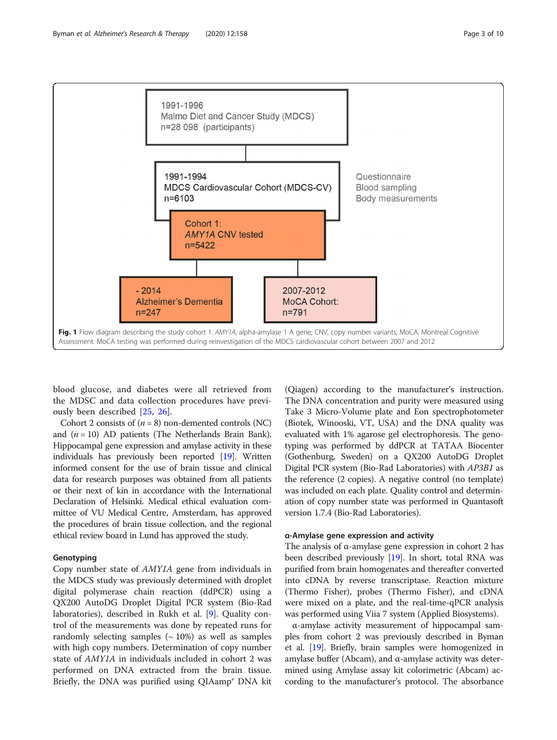1991-1996
Malmo Diet and Cancer Study (MDCS)
n=28 098 (participants)

1991-1994
MDCS Cardiovascular Cohort (MDCS-CV)
n=6103

Questionnaire
Blood sampling
Body measurements

Cohort 1:
*AMY1A* CNV tested
n=5422

- 2014
Alzheimer's Dementia
n=247

2007-2012
MoCA Cohort:
n=791

**Fig. 1** Flow diagram describing the study cohort 1. *AMY1A*, alpha-amylase 1 A gene; CNV, copy number variants; MoCA, Montreal Cognitive Assessment. MoCA testing was performed during reinvestigation of the MDCS cardiovascular cohort between 2007 and 2012

blood glucose, and diabetes were all retrieved from the MDSC and data collection procedures have previously been described [25, 26].

Cohort 2 consists of ($n = 8$) non-demented controls (NC) and ($n = 10$) AD patients (The Netherlands Brain Bank). Hippocampal gene expression and amylase activity in these individuals has previously been reported [19]. Written informed consent for the use of brain tissue and clinical data for research purposes was obtained from all patients or their next of kin in accordance with the International Declaration of Helsinki. Medical ethical evaluation committee of VU Medical Centre, Amsterdam, has approved the procedures of brain tissue collection, and the regional ethical review board in Lund has approved the study.

### Genotyping

Copy number state of *AMY1A* gene from individuals in the MDCS study was previously determined with droplet digital polymerase chain reaction (ddPCR) using a QX200 AutoDG Droplet Digital PCR system (Bio-Rad laboratories), described in Rukh et al. [9]. Quality control of the measurements was done by repeated runs for randomly selecting samples (~ 10%) as well as samples with high copy numbers. Determination of copy number state of *AMY1A* in individuals included in cohort 2 was performed on DNA extracted from the brain tissue. Briefly, the DNA was purified using QIAamp® DNA kit (Qiagen) according to the manufacturer's instruction. The DNA concentration and purity were measured using Take 3 Micro-Volume plate and Eon spectrophotometer (Biotek, Winooski, VT, USA) and the DNA quality was evaluated with 1% agarose gel electrophoresis. The genotyping was performed by ddPCR at TATAA Biocenter (Gothenburg, Sweden) on a QX200 AutoDG Droplet Digital PCR system (Bio-Rad Laboratories) with *AP3B1* as the reference (2 copies). A negative control (no template) was included on each plate. Quality control and determination of copy number state was performed in Quantasoft version 1.7.4 (Bio-Rad Laboratories).

### α-Amylase gene expression and activity

The analysis of α-amylase gene expression in cohort 2 has been described previously [19]. In short, total RNA was purified from brain homogenates and thereafter converted into cDNA by reverse transcriptase. Reaction mixture (Thermo Fisher), probes (Thermo Fisher), and cDNA were mixed on a plate, and the real-time-qPCR analysis was performed using Viia 7 system (Applied Biosystems).

α-amylase activity measurement of hippocampal samples from cohort 2 was previously described in Byman et al. [19]. Briefly, brain samples were homogenized in amylase buffer (Abcam), and α-amylase activity was determined using Amylase assay kit colorimetric (Abcam) according to the manufacturer's protocol. The absorbance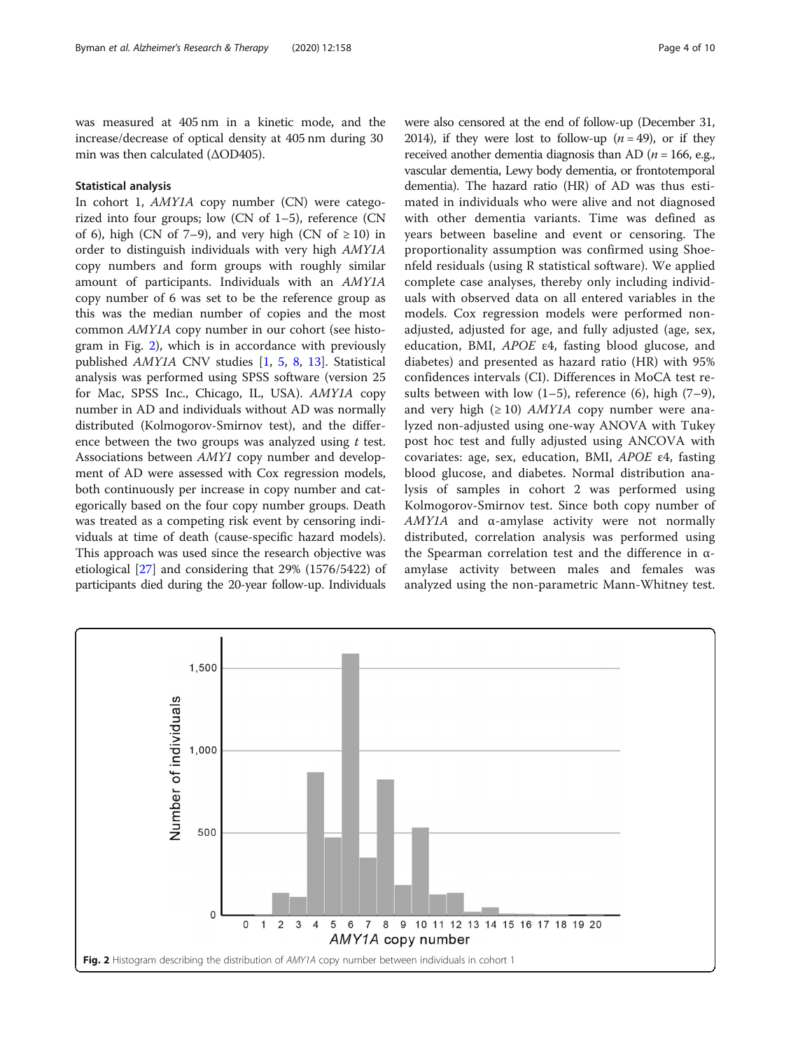was measured at 405 nm in a kinetic mode, and the increase/decrease of optical density at 405 nm during 30 min was then calculated (ΔOD405).

### Statistical analysis

In cohort 1, *AMY1A* copy number (CN) were categorized into four groups; low (CN of 1–5), reference (CN of 6), high (CN of 7–9), and very high (CN of ≥ 10) in order to distinguish individuals with very high *AMY1A* copy numbers and form groups with roughly similar amount of participants. Individuals with an *AMY1A* copy number of 6 was set to be the reference group as this was the median number of copies and the most common *AMY1A* copy number in our cohort (see histogram in Fig. 2), which is in accordance with previously published *AMY1A* CNV studies [1, 5, 8, 13]. Statistical analysis was performed using SPSS software (version 25 for Mac, SPSS Inc., Chicago, IL, USA). *AMY1A* copy number in AD and individuals without AD was normally distributed (Kolmogorov-Smirnov test), and the difference between the two groups was analyzed using *t* test. Associations between *AMY1* copy number and development of AD were assessed with Cox regression models, both continuously per increase in copy number and categorically based on the four copy number groups. Death was treated as a competing risk event by censoring individuals at time of death (cause-specific hazard models). This approach was used since the research objective was etiological [27] and considering that 29% (1576/5422) of participants died during the 20-year follow-up. Individuals were also censored at the end of follow-up (December 31, 2014), if they were lost to follow-up ($n = 49$), or if they received another dementia diagnosis than AD ($n = 166$, e.g., vascular dementia, Lewy body dementia, or frontotemporal dementia). The hazard ratio (HR) of AD was thus estimated in individuals who were alive and not diagnosed with other dementia variants. Time was defined as years between baseline and event or censoring. The proportionality assumption was confirmed using Shoenfeld residuals (using R statistical software). We applied complete case analyses, thereby only including individuals with observed data on all entered variables in the models. Cox regression models were performed non-adjusted, adjusted for age, and fully adjusted (age, sex, education, BMI, *APOE* ε4, fasting blood glucose, and diabetes) and presented as hazard ratio (HR) with 95% confidences intervals (CI). Differences in MoCA test results between with low (1–5), reference (6), high (7–9), and very high (≥ 10) *AMY1A* copy number were analyzed non-adjusted using one-way ANOVA with Tukey post hoc test and fully adjusted using ANCOVA with covariates: age, sex, education, BMI, *APOE* ε4, fasting blood glucose, and diabetes. Normal distribution analysis of samples in cohort 2 was performed using Kolmogorov-Smirnov test. Since both copy number of *AMY1A* and α-amylase activity were not normally distributed, correlation analysis was performed using the Spearman correlation test and the difference in α-amylase activity between males and females was analyzed using the non-parametric Mann-Whitney test.

**Fig. 2** Histogram describing the distribution of *AMY1A* copy number between individuals in cohort 1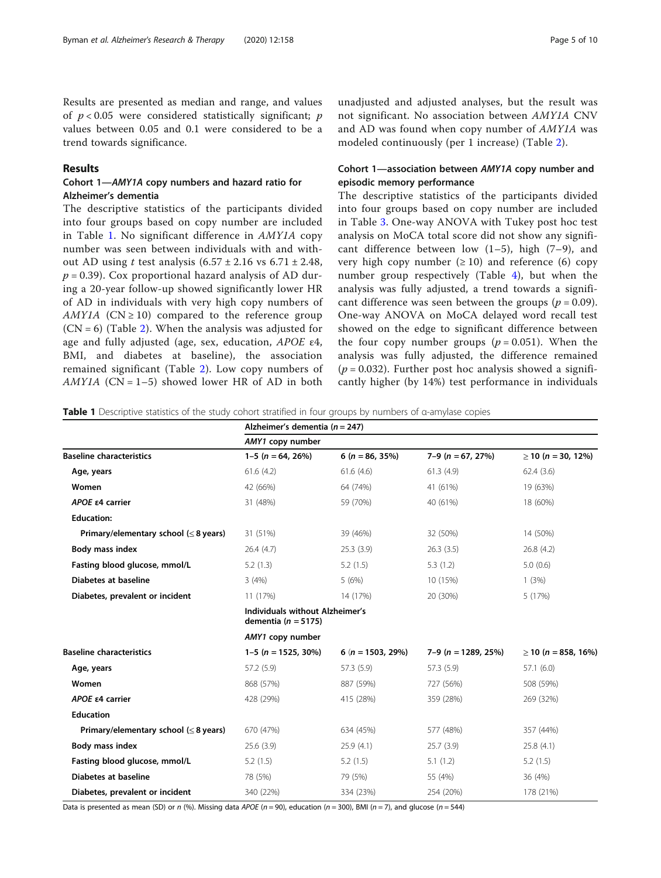Results are presented as median and range, and values of $p < 0.05$ were considered statistically significant; $p$ values between 0.05 and 0.1 were considered to be a trend towards significance.

## Results

### Cohort 1—*AMY1A* copy numbers and hazard ratio for Alzheimer's dementia

The descriptive statistics of the participants divided into four groups based on copy number are included in Table 1. No significant difference in *AMY1A* copy number was seen between individuals with and without AD using $t$ test analysis ($6.57 \pm 2.16$ vs $6.71 \pm 2.48$, $p = 0.39$). Cox proportional hazard analysis of AD during a 20-year follow-up showed significantly lower HR of AD in individuals with very high copy numbers of *AMY1A* ($CN \geq 10$) compared to the reference group ($CN = 6$) (Table 2). When the analysis was adjusted for age and fully adjusted (age, sex, education, *APOE* ε4, BMI, and diabetes at baseline), the association remained significant (Table 2). Low copy numbers of *AMY1A* ($CN = 1–5$) showed lower HR of AD in both unadjusted and adjusted analyses, but the result was not significant. No association between *AMY1A* CNV and AD was found when copy number of *AMY1A* was modeled continuously (per 1 increase) (Table 2).

### Cohort 1—association between *AMY1A* copy number and episodic memory performance

The descriptive statistics of the participants divided into four groups based on copy number are included in Table 3. One-way ANOVA with Tukey post hoc test analysis on MoCA total score did not show any significant difference between low (1–5), high (7–9), and very high copy number (≥ 10) and reference (6) copy number group respectively (Table 4), but when the analysis was fully adjusted, a trend towards a significant difference was seen between the groups ($p = 0.09$). One-way ANOVA on MoCA delayed word recall test showed on the edge to significant difference between the four copy number groups ($p = 0.051$). When the analysis was fully adjusted, the difference remained ($p = 0.032$). Further post hoc analysis showed a significantly higher (by 14%) test performance in individuals

**Table 1** Descriptive statistics of the study cohort stratified in four groups by numbers of α-amylase copies

| | **Alzheimer's dementia ($n = 247$)** | | | |
|---|---|---|---|---|
| | ***AMY1* copy number** | | | |
| **Baseline characteristics** | **1–5 ($n = 64$, 26%)** | **6 ($n = 86$, 35%)** | **7–9 ($n = 67$, 27%)** | **≥ 10 ($n = 30$, 12%)** |
| **Age, years** | 61.6 (4.2) | 61.6 (4.6) | 61.3 (4.9) | 62.4 (3.6) |
| **Women** | 42 (66%) | 64 (74%) | 41 (61%) | 19 (63%) |
| ***APOE* ε4 carrier** | 31 (48%) | 59 (70%) | 40 (61%) | 18 (60%) |
| **Education:** | | | | |
| **Primary/elementary school (≤ 8 years)** | 31 (51%) | 39 (46%) | 32 (50%) | 14 (50%) |
| **Body mass index** | 26.4 (4.7) | 25.3 (3.9) | 26.3 (3.5) | 26.8 (4.2) |
| **Fasting blood glucose, mmol/L** | 5.2 (1.3) | 5.2 (1.5) | 5.3 (1.2) | 5.0 (0.6) |
| **Diabetes at baseline** | 3 (4%) | 5 (6%) | 10 (15%) | 1 (3%) |
| **Diabetes, prevalent or incident** | 11 (17%) | 14 (17%) | 20 (30%) | 5 (17%) |
| | **Individuals without Alzheimer's dementia ($n = 5175$)** | | | |
| | ***AMY1* copy number** | | | |
| **Baseline characteristics** | **1–5 ($n = 1525$, 30%)** | **6 ($n = 1503$, 29%)** | **7–9 ($n = 1289$, 25%)** | **≥ 10 ($n = 858$, 16%)** |
| **Age, years** | 57.2 (5.9) | 57.3 (5.9) | 57.3 (5.9) | 57.1 (6.0) |
| **Women** | 868 (57%) | 887 (59%) | 727 (56%) | 508 (59%) |
| ***APOE* ε4 carrier** | 428 (29%) | 415 (28%) | 359 (28%) | 269 (32%) |
| **Education** | | | | |
| **Primary/elementary school (≤ 8 years)** | 670 (47%) | 634 (45%) | 577 (48%) | 357 (44%) |
| **Body mass index** | 25.6 (3.9) | 25.9 (4.1) | 25.7 (3.9) | 25.8 (4.1) |
| **Fasting blood glucose, mmol/L** | 5.2 (1.5) | 5.2 (1.5) | 5.1 (1.2) | 5.2 (1.5) |
| **Diabetes at baseline** | 78 (5%) | 79 (5%) | 55 (4%) | 36 (4%) |
| **Diabetes, prevalent or incident** | 340 (22%) | 334 (23%) | 254 (20%) | 178 (21%) |

Data is presented as mean (SD) or n (%). Missing data *APOE* ($n = 90$), education ($n = 300$), BMI ($n = 7$), and glucose ($n = 544$)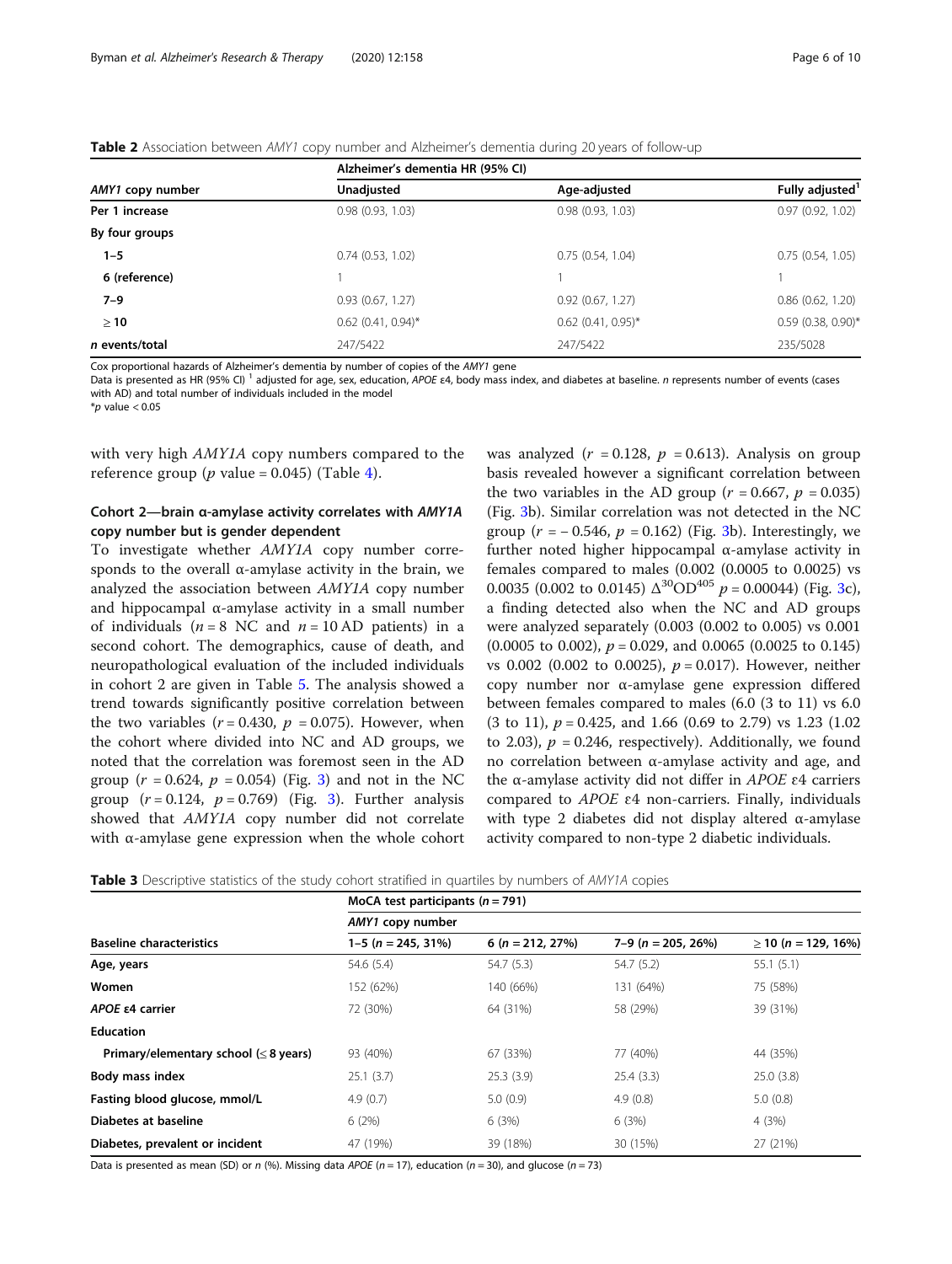**Table 2** Association between *AMY1* copy number and Alzheimer's dementia during 20 years of follow-up

| *AMY1* copy number | Alzheimer's dementia HR (95% CI) | | |
|---|---|---|---|
| | Unadjusted | Age-adjusted | Fully adjusted[1] |
| **Per 1 increase** | 0.98 (0.93, 1.03) | 0.98 (0.93, 1.03) | 0.97 (0.92, 1.02) |
| **By four groups** | | | |
| **1–5** | 0.74 (0.53, 1.02) | 0.75 (0.54, 1.04) | 0.75 (0.54, 1.05) |
| **6 (reference)** | 1 | 1 | 1 |
| **7–9** | 0.93 (0.67, 1.27) | 0.92 (0.67, 1.27) | 0.86 (0.62, 1.20) |
| **≥ 10** | 0.62 (0.41, 0.94)* | 0.62 (0.41, 0.95)* | 0.59 (0.38, 0.90)* |
| ***n* events/total** | 247/5422 | 247/5422 | 235/5028 |

Cox proportional hazards of Alzheimer's dementia by number of copies of the *AMY1* gene
Data is presented as HR (95% CI) [1] adjusted for age, sex, education, *APOE* ε4, body mass index, and diabetes at baseline. *n* represents number of events (cases with AD) and total number of individuals included in the model
*$p$ value < 0.05

with very high *AMY1A* copy numbers compared to the reference group ($p$ value = 0.045) (Table 4).

### Cohort 2—brain α-amylase activity correlates with *AMY1A* copy number but is gender dependent

To investigate whether *AMY1A* copy number corresponds to the overall α-amylase activity in the brain, we analyzed the association between *AMY1A* copy number and hippocampal α-amylase activity in a small number of individuals ($n = 8$ NC and $n = 10$ AD patients) in a second cohort. The demographics, cause of death, and neuropathological evaluation of the included individuals in cohort 2 are given in Table 5. The analysis showed a trend towards significantly positive correlation between the two variables ($r = 0.430$, $p = 0.075$). However, when the cohort where divided into NC and AD groups, we noted that the correlation was foremost seen in the AD group ($r = 0.624$, $p = 0.054$) (Fig. 3) and not in the NC group ($r = 0.124$, $p = 0.769$) (Fig. 3). Further analysis showed that *AMY1A* copy number did not correlate with α-amylase gene expression when the whole cohort was analyzed ($r = 0.128$, $p = 0.613$). Analysis on group basis revealed however a significant correlation between the two variables in the AD group ($r = 0.667$, $p = 0.035$) (Fig. 3b). Similar correlation was not detected in the NC group ($r = -0.546$, $p = 0.162$) (Fig. 3b). Interestingly, we further noted higher hippocampal α-amylase activity in females compared to males (0.002 (0.0005 to 0.0025) vs 0.0035 (0.002 to 0.0145) $\Delta^{30}OD^{405}$ $p = 0.00044$) (Fig. 3c), a finding detected also when the NC and AD groups were analyzed separately (0.003 (0.002 to 0.005) vs 0.001 (0.0005 to 0.002), $p = 0.029$, and 0.0065 (0.0025 to 0.145) vs 0.002 (0.002 to 0.0025), $p = 0.017$). However, neither copy number nor α-amylase gene expression differed between females compared to males (6.0 (3 to 11) vs 6.0 (3 to 11), $p = 0.425$, and 1.66 (0.69 to 2.79) vs 1.23 (1.02 to 2.03), $p = 0.246$, respectively). Additionally, we found no correlation between α-amylase activity and age, and the α-amylase activity did not differ in *APOE* ε4 carriers compared to *APOE* ε4 non-carriers. Finally, individuals with type 2 diabetes did not display altered α-amylase activity compared to non-type 2 diabetic individuals.

**Table 3** Descriptive statistics of the study cohort stratified in quartiles by numbers of *AMY1A* copies

| Baseline characteristics | MoCA test participants ($n = 791$) | | | |
|---|---|---|---|---|
| | *AMY1* copy number | | | |
| | 1–5 ($n = 245$, 31%) | 6 ($n = 212$, 27%) | 7–9 ($n = 205$, 26%) | ≥ 10 ($n = 129$, 16%) |
| **Age, years** | 54.6 (5.4) | 54.7 (5.3) | 54.7 (5.2) | 55.1 (5.1) |
| **Women** | 152 (62%) | 140 (66%) | 131 (64%) | 75 (58%) |
| ***APOE* ε4 carrier** | 72 (30%) | 64 (31%) | 58 (29%) | 39 (31%) |
| **Education** | | | | |
| **Primary/elementary school (≤ 8 years)** | 93 (40%) | 67 (33%) | 77 (40%) | 44 (35%) |
| **Body mass index** | 25.1 (3.7) | 25.3 (3.9) | 25.4 (3.3) | 25.0 (3.8) |
| **Fasting blood glucose, mmol/L** | 4.9 (0.7) | 5.0 (0.9) | 4.9 (0.8) | 5.0 (0.8) |
| **Diabetes at baseline** | 6 (2%) | 6 (3%) | 6 (3%) | 4 (3%) |
| **Diabetes, prevalent or incident** | 47 (19%) | 39 (18%) | 30 (15%) | 27 (21%) |

Data is presented as mean (SD) or *n* (%). Missing data *APOE* ($n = 17$), education ($n = 30$), and glucose ($n = 73$)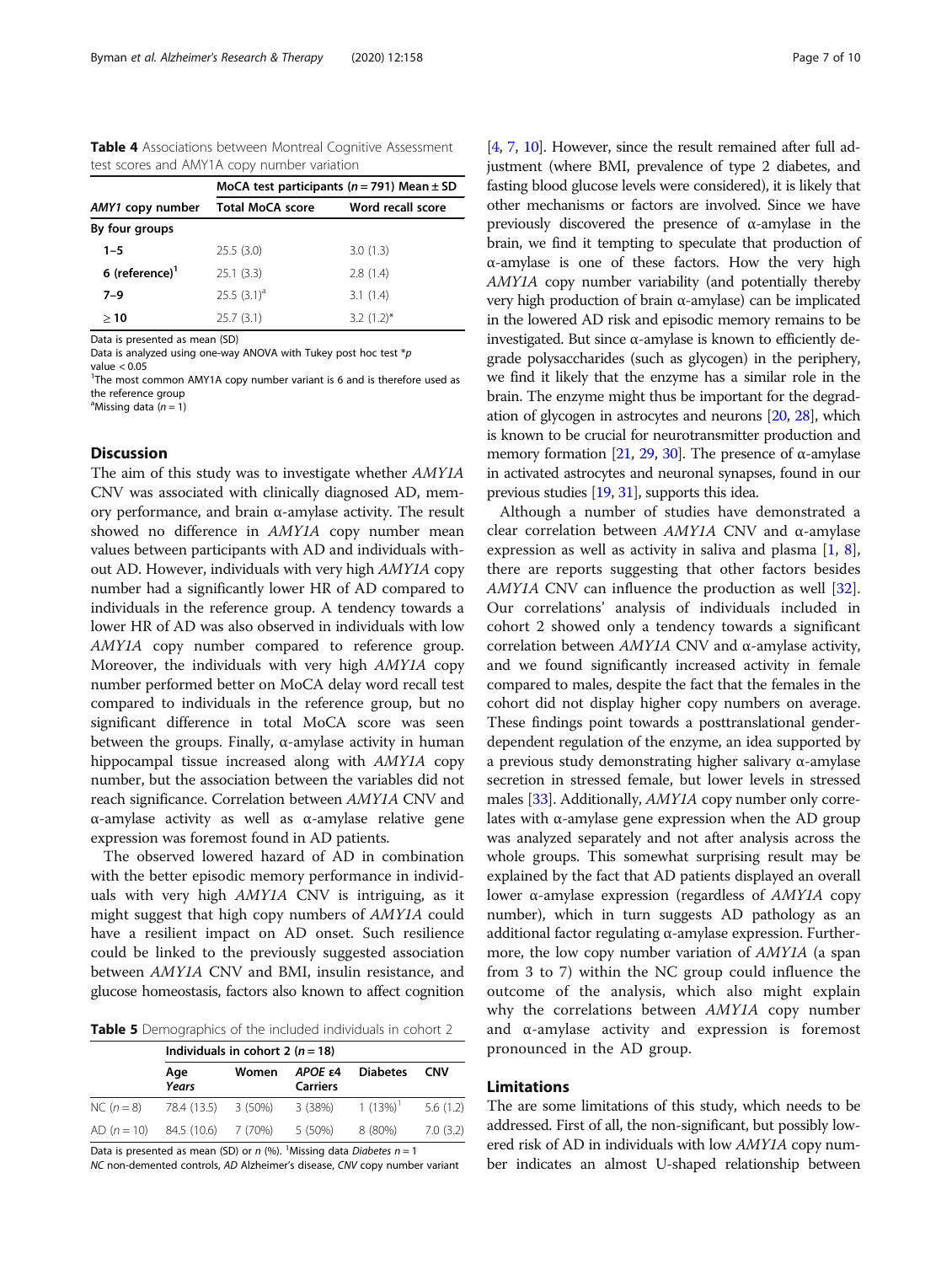**Table 4** Associations between Montreal Cognitive Assessment test scores and AMY1A copy number variation

| *AMY1* copy number | MoCA test participants ($n = 791$) Mean ± SD | |
|---|---|---|
| | Total MoCA score | Word recall score |
| **By four groups** | | |
| **1–5** | 25.5 (3.0) | 3.0 (1.3) |
| **6 (reference)**[1] | 25.1 (3.3) | 2.8 (1.4) |
| **7–9** | 25.5 (3.1)[a] | 3.1 (1.4) |
| **≥ 10** | 25.7 (3.1) | 3.2 (1.2)* |

Data is presented as mean (SD)

Data is analyzed using one-way ANOVA with Tukey post hoc test *$p$ value < 0.05

[1]The most common AMY1A copy number variant is 6 and is therefore used as the reference group

[a]Missing data ($n = 1$)

## Discussion

The aim of this study was to investigate whether *AMY1A* CNV was associated with clinically diagnosed AD, memory performance, and brain α-amylase activity. The result showed no difference in *AMY1A* copy number mean values between participants with AD and individuals without AD. However, individuals with very high *AMY1A* copy number had a significantly lower HR of AD compared to individuals in the reference group. A tendency towards a lower HR of AD was also observed in individuals with low *AMY1A* copy number compared to reference group. Moreover, the individuals with very high *AMY1A* copy number performed better on MoCA delay word recall test compared to individuals in the reference group, but no significant difference in total MoCA score was seen between the groups. Finally, α-amylase activity in human hippocampal tissue increased along with *AMY1A* copy number, but the association between the variables did not reach significance. Correlation between *AMY1A* CNV and α-amylase activity as well as α-amylase relative gene expression was foremost found in AD patients.

The observed lowered hazard of AD in combination with the better episodic memory performance in individuals with very high *AMY1A* CNV is intriguing, as it might suggest that high copy numbers of *AMY1A* could have a resilient impact on AD onset. Such resilience could be linked to the previously suggested association between *AMY1A* CNV and BMI, insulin resistance, and glucose homeostasis, factors also known to affect cognition

**Table 5** Demographics of the included individuals in cohort 2

| | Individuals in cohort 2 ($n = 18$) | | | | |
|---|---|---|---|---|---|
| | Age *Years* | Women | *APOE* ε4 Carriers | Diabetes | CNV |
| NC ($n = 8$) | 78.4 (13.5) | 3 (50%) | 3 (38%) | 1 (13%)[1] | 5.6 (1.2) |
| AD ($n = 10$) | 84.5 (10.6) | 7 (70%) | 5 (50%) | 8 (80%) | 7.0 (3.2) |

Data is presented as mean (SD) or $n$ (%). [1]Missing data *Diabetes* $n = 1$

*NC* non-demented controls, *AD* Alzheimer's disease, *CNV* copy number variant

[4, 7, 10]. However, since the result remained after full adjustment (where BMI, prevalence of type 2 diabetes, and fasting blood glucose levels were considered), it is likely that other mechanisms or factors are involved. Since we have previously discovered the presence of α-amylase in the brain, we find it tempting to speculate that production of α-amylase is one of these factors. How the very high *AMY1A* copy number variability (and potentially thereby very high production of brain α-amylase) can be implicated in the lowered AD risk and episodic memory remains to be investigated. But since α-amylase is known to efficiently degrade polysaccharides (such as glycogen) in the periphery, we find it likely that the enzyme has a similar role in the brain. The enzyme might thus be important for the degradation of glycogen in astrocytes and neurons [20, 28], which is known to be crucial for neurotransmitter production and memory formation [21, 29, 30]. The presence of α-amylase in activated astrocytes and neuronal synapses, found in our previous studies [19, 31], supports this idea.

Although a number of studies have demonstrated a clear correlation between *AMY1A* CNV and α-amylase expression as well as activity in saliva and plasma [1, 8], there are reports suggesting that other factors besides *AMY1A* CNV can influence the production as well [32]. Our correlations' analysis of individuals included in cohort 2 showed only a tendency towards a significant correlation between *AMY1A* CNV and α-amylase activity, and we found significantly increased activity in female compared to males, despite the fact that the females in the cohort did not display higher copy numbers on average. These findings point towards a posttranslational gender-dependent regulation of the enzyme, an idea supported by a previous study demonstrating higher salivary α-amylase secretion in stressed female, but lower levels in stressed males [33]. Additionally, *AMY1A* copy number only correlates with α-amylase gene expression when the AD group was analyzed separately and not after analysis across the whole groups. This somewhat surprising result may be explained by the fact that AD patients displayed an overall lower α-amylase expression (regardless of *AMY1A* copy number), which in turn suggests AD pathology as an additional factor regulating α-amylase expression. Furthermore, the low copy number variation of *AMY1A* (a span from 3 to 7) within the NC group could influence the outcome of the analysis, which also might explain why the correlations between *AMY1A* copy number and α-amylase activity and expression is foremost pronounced in the AD group.

## Limitations

The are some limitations of this study, which needs to be addressed. First of all, the non-significant, but possibly lowered risk of AD in individuals with low *AMY1A* copy number indicates an almost U-shaped relationship between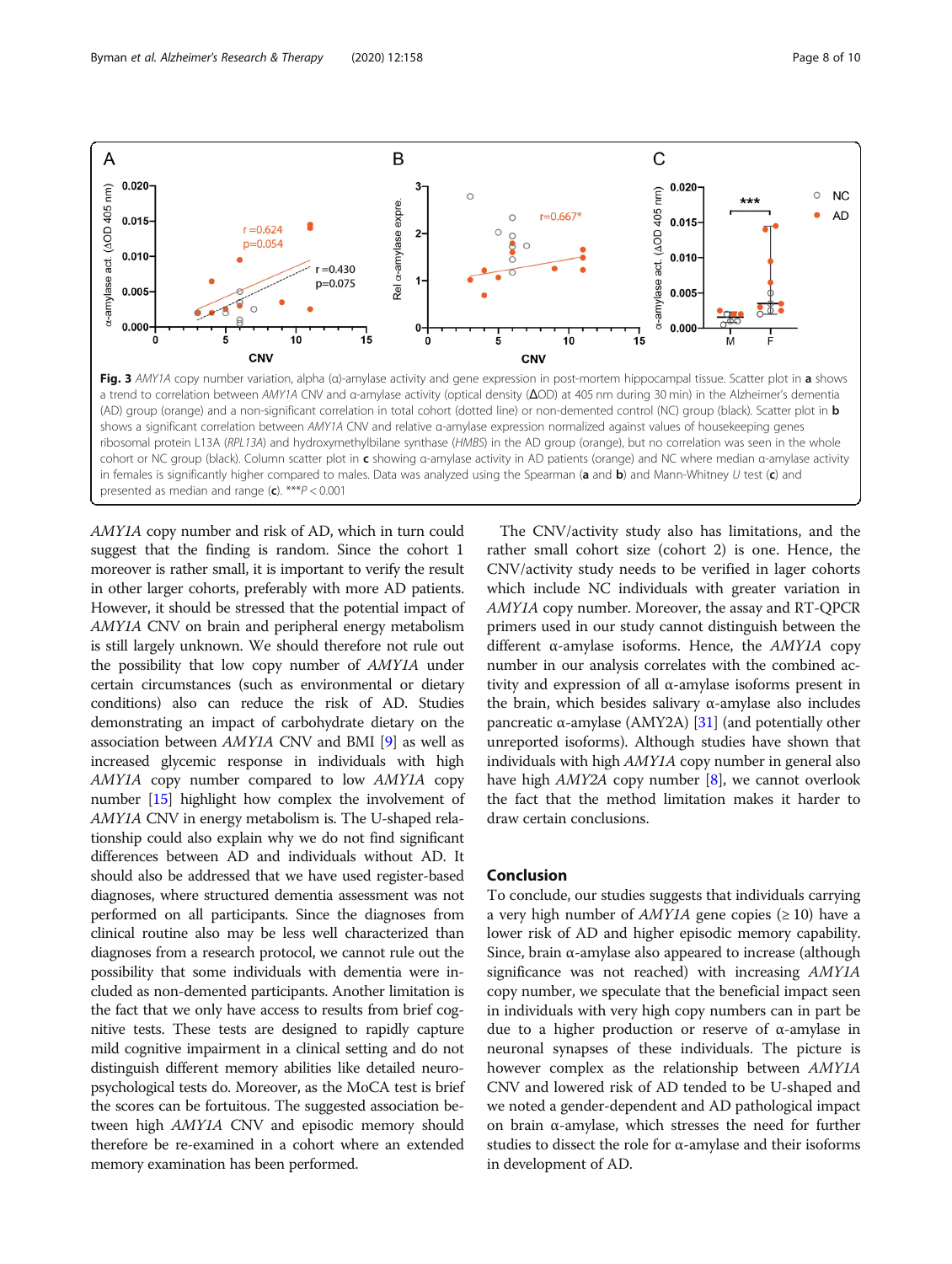**Fig. 3** *AMY1A* copy number variation, alpha (α)-amylase activity and gene expression in post-mortem hippocampal tissue. Scatter plot in **a** shows a trend to correlation between *AMY1A* CNV and α-amylase activity (optical density (ΔOD) at 405 nm during 30 min) in the Alzheimer's dementia (AD) group (orange) and a non-significant correlation in total cohort (dotted line) or non-demented control (NC) group (black). Scatter plot in **b** shows a significant correlation between *AMY1A* CNV and relative α-amylase expression normalized against values of housekeeping genes ribosomal protein L13A (*RPL13A*) and hydroxymethylbilane synthase (*HMBS*) in the AD group (orange), but no correlation was seen in the whole cohort or NC group (black). Column scatter plot in **c** showing α-amylase activity in AD patients (orange) and NC where median α-amylase activity in females is significantly higher compared to males. Data was analyzed using the Spearman (**a** and **b**) and Mann-Whitney *U* test (**c**) and presented as median and range (**c**). ***$P < 0.001$

*AMY1A* copy number and risk of AD, which in turn could suggest that the finding is random. Since the cohort 1 moreover is rather small, it is important to verify the result in other larger cohorts, preferably with more AD patients. However, it should be stressed that the potential impact of *AMY1A* CNV on brain and peripheral energy metabolism is still largely unknown. We should therefore not rule out the possibility that low copy number of *AMY1A* under certain circumstances (such as environmental or dietary conditions) also can reduce the risk of AD. Studies demonstrating an impact of carbohydrate dietary on the association between *AMY1A* CNV and BMI [9] as well as increased glycemic response in individuals with high *AMY1A* copy number compared to low *AMY1A* copy number [15] highlight how complex the involvement of *AMY1A* CNV in energy metabolism is. The U-shaped relationship could also explain why we do not find significant differences between AD and individuals without AD. It should also be addressed that we have used register-based diagnoses, where structured dementia assessment was not performed on all participants. Since the diagnoses from clinical routine also may be less well characterized than diagnoses from a research protocol, we cannot rule out the possibility that some individuals with dementia were included as non-demented participants. Another limitation is the fact that we only have access to results from brief cognitive tests. These tests are designed to rapidly capture mild cognitive impairment in a clinical setting and do not distinguish different memory abilities like detailed neuropsychological tests do. Moreover, as the MoCA test is brief the scores can be fortuitous. The suggested association between high *AMY1A* CNV and episodic memory should therefore be re-examined in a cohort where an extended memory examination has been performed.

The CNV/activity study also has limitations, and the rather small cohort size (cohort 2) is one. Hence, the CNV/activity study needs to be verified in lager cohorts which include NC individuals with greater variation in *AMY1A* copy number. Moreover, the assay and RT-QPCR primers used in our study cannot distinguish between the different α-amylase isoforms. Hence, the *AMY1A* copy number in our analysis correlates with the combined activity and expression of all α-amylase isoforms present in the brain, which besides salivary α-amylase also includes pancreatic α-amylase (AMY2A) [31] (and potentially other unreported isoforms). Although studies have shown that individuals with high *AMY1A* copy number in general also have high *AMY2A* copy number [8], we cannot overlook the fact that the method limitation makes it harder to draw certain conclusions.

## Conclusion

To conclude, our studies suggests that individuals carrying a very high number of *AMY1A* gene copies (≥ 10) have a lower risk of AD and higher episodic memory capability. Since, brain α-amylase also appeared to increase (although significance was not reached) with increasing *AMY1A* copy number, we speculate that the beneficial impact seen in individuals with very high copy numbers can in part be due to a higher production or reserve of α-amylase in neuronal synapses of these individuals. The picture is however complex as the relationship between *AMY1A* CNV and lowered risk of AD tended to be U-shaped and we noted a gender-dependent and AD pathological impact on brain α-amylase, which stresses the need for further studies to dissect the role for α-amylase and their isoforms in development of AD.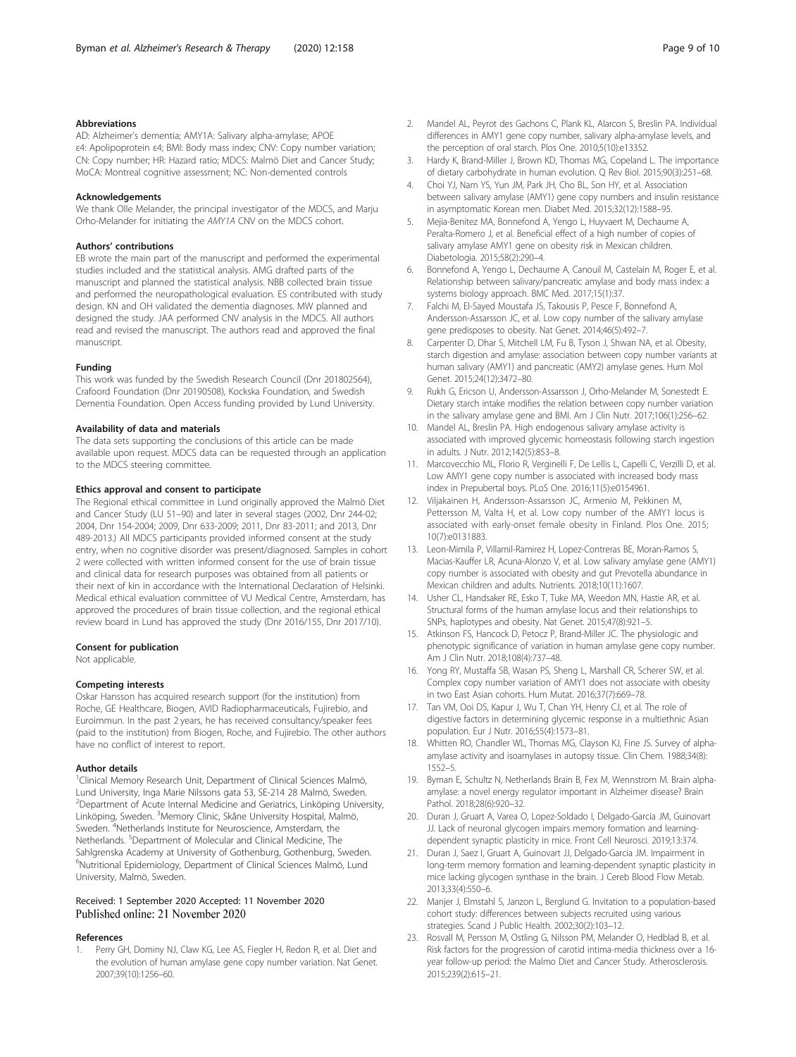## Abbreviations

AD: Alzheimer's dementia; AMY1A: Salivary alpha-amylase; APOE ε4: Apolipoprotein ε4; BMI: Body mass index; CNV: Copy number variation; CN: Copy number; HR: Hazard ratio; MDCS: Malmö Diet and Cancer Study; MoCA: Montreal cognitive assessment; NC: Non-demented controls

## Acknowledgements

We thank Olle Melander, the principal investigator of the MDCS, and Marju Orho-Melander for initiating the *AMY1A* CNV on the MDCS cohort.

## Authors' contributions

EB wrote the main part of the manuscript and performed the experimental studies included and the statistical analysis. AMG drafted parts of the manuscript and planned the statistical analysis. NBB collected brain tissue and performed the neuropathological evaluation. ES contributed with study design. KN and OH validated the dementia diagnoses. MW planned and designed the study. JAA performed CNV analysis in the MDCS. All authors read and revised the manuscript. The authors read and approved the final manuscript.

## Funding

This work was funded by the Swedish Research Council (Dnr 201802564), Crafoord Foundation (Dnr 20190508), Kockska Foundation, and Swedish Dementia Foundation. Open Access funding provided by Lund University.

## Availability of data and materials

The data sets supporting the conclusions of this article can be made available upon request. MDCS data can be requested through an application to the MDCS steering committee.

## Ethics approval and consent to participate

The Regional ethical committee in Lund originally approved the Malmö Diet and Cancer Study (LU 51–90) and later in several stages (2002, Dnr 244-02; 2004, Dnr 154-2004; 2009, Dnr 633-2009; 2011, Dnr 83-2011; and 2013, Dnr 489-2013.) All MDCS participants provided informed consent at the study entry, when no cognitive disorder was present/diagnosed. Samples in cohort 2 were collected with written informed consent for the use of brain tissue and clinical data for research purposes was obtained from all patients or their next of kin in accordance with the International Declaration of Helsinki. Medical ethical evaluation committee of VU Medical Centre, Amsterdam, has approved the procedures of brain tissue collection, and the regional ethical review board in Lund has approved the study (Dnr 2016/155, Dnr 2017/10).

## Consent for publication

Not applicable.

## Competing interests

Oskar Hansson has acquired research support (for the institution) from Roche, GE Healthcare, Biogen, AVID Radiopharmaceuticals, Fujirebio, and Euroimmun. In the past 2 years, he has received consultancy/speaker fees (paid to the institution) from Biogen, Roche, and Fujirebio. The other authors have no conflict of interest to report.

## Author details

[1]Clinical Memory Research Unit, Department of Clinical Sciences Malmö, Lund University, Inga Marie Nilssons gata 53, SE-214 28 Malmö, Sweden. [2]Department of Acute Internal Medicine and Geriatrics, Linköping University, Linköping, Sweden. [3]Memory Clinic, Skåne University Hospital, Malmö, Sweden. [4]Netherlands Institute for Neuroscience, Amsterdam, the Netherlands. [5]Department of Molecular and Clinical Medicine, The Sahlgrenska Academy at University of Gothenburg, Gothenburg, Sweden. [6]Nutritional Epidemiology, Department of Clinical Sciences Malmö, Lund University, Malmö, Sweden.

Received: 1 September 2020 Accepted: 11 November 2020
Published online: 21 November 2020

## References

1. Perry GH, Dominy NJ, Claw KG, Lee AS, Fiegler H, Redon R, et al. Diet and the evolution of human amylase gene copy number variation. Nat Genet. 2007;39(10):1256–60.
2. Mandel AL, Peyrot des Gachons C, Plank KL, Alarcon S, Breslin PA. Individual differences in AMY1 gene copy number, salivary alpha-amylase levels, and the perception of oral starch. Plos One. 2010;5(10):e13352.
3. Hardy K, Brand-Miller J, Brown KD, Thomas MG, Copeland L. The importance of dietary carbohydrate in human evolution. Q Rev Biol. 2015;90(3):251–68.
4. Choi YJ, Nam YS, Yun JM, Park JH, Cho BL, Son HY, et al. Association between salivary amylase (AMY1) gene copy numbers and insulin resistance in asymptomatic Korean men. Diabet Med. 2015;32(12):1588–95.
5. Mejia-Benitez MA, Bonnefond A, Yengo L, Huyvaert M, Dechaume A, Peralta-Romero J, et al. Beneficial effect of a high number of copies of salivary amylase AMY1 gene on obesity risk in Mexican children. Diabetologia. 2015;58(2):290–4.
6. Bonnefond A, Yengo L, Dechaume A, Canouil M, Castelain M, Roger E, et al. Relationship between salivary/pancreatic amylase and body mass index: a systems biology approach. BMC Med. 2017;15(1):37.
7. Falchi M, El-Sayed Moustafa JS, Takousis P, Pesce F, Bonnefond A, Andersson-Assarsson JC, et al. Low copy number of the salivary amylase gene predisposes to obesity. Nat Genet. 2014;46(5):492–7.
8. Carpenter D, Dhar S, Mitchell LM, Fu B, Tyson J, Shwan NA, et al. Obesity, starch digestion and amylase: association between copy number variants at human salivary (AMY1) and pancreatic (AMY2) amylase genes. Hum Mol Genet. 2015;24(12):3472–80.
9. Rukh G, Ericson U, Andersson-Assarsson J, Orho-Melander M, Sonestedt E. Dietary starch intake modifies the relation between copy number variation in the salivary amylase gene and BMI. Am J Clin Nutr. 2017;106(1):256–62.
10. Mandel AL, Breslin PA. High endogenous salivary amylase activity is associated with improved glycemic homeostasis following starch ingestion in adults. J Nutr. 2012;142(5):853–8.
11. Marcovecchio ML, Florio R, Verginelli F, De Lellis L, Capelli C, Verzilli D, et al. Low AMY1 gene copy number is associated with increased body mass index in Prepubertal boys. PLoS One. 2016;11(5):e0154961.
12. Viljakainen H, Andersson-Assarsson JC, Armenio M, Pekkinen M, Pettersson M, Valta H, et al. Low copy number of the AMY1 locus is associated with early-onset female obesity in Finland. Plos One. 2015; 10(7):e0131883.
13. Leon-Mimila P, Villamil-Ramirez H, Lopez-Contreras BE, Moran-Ramos S, Macias-Kauffer LR, Acuna-Alonzo V, et al. Low salivary amylase gene (AMY1) copy number is associated with obesity and gut Prevotella abundance in Mexican children and adults. Nutrients. 2018;10(11):1607.
14. Usher CL, Handsaker RE, Esko T, Tuke MA, Weedon MN, Hastie AR, et al. Structural forms of the human amylase locus and their relationships to SNPs, haplotypes and obesity. Nat Genet. 2015;47(8):921–5.
15. Atkinson FS, Hancock D, Petocz P, Brand-Miller JC. The physiologic and phenotypic significance of variation in human amylase gene copy number. Am J Clin Nutr. 2018;108(4):737–48.
16. Yong RY, Mustaffa SB, Wasan PS, Sheng L, Marshall CR, Scherer SW, et al. Complex copy number variation of AMY1 does not associate with obesity in two East Asian cohorts. Hum Mutat. 2016;37(7):669–78.
17. Tan VM, Ooi DS, Kapur J, Wu T, Chan YH, Henry CJ, et al. The role of digestive factors in determining glycemic response in a multiethnic Asian population. Eur J Nutr. 2016;55(4):1573–81.
18. Whitten RO, Chandler WL, Thomas MG, Clayson KJ, Fine JS. Survey of alpha-amylase activity and isoamylases in autopsy tissue. Clin Chem. 1988;34(8): 1552–5.
19. Byman E, Schultz N, Netherlands Brain B, Fex M, Wennstrom M. Brain alpha-amylase: a novel energy regulator important in Alzheimer disease? Brain Pathol. 2018;28(6):920–32.
20. Duran J, Gruart A, Varea O, Lopez-Soldado I, Delgado-Garcia JM, Guinovart JJ. Lack of neuronal glycogen impairs memory formation and learning-dependent synaptic plasticity in mice. Front Cell Neurosci. 2019;13:374.
21. Duran J, Saez I, Gruart A, Guinovart JJ, Delgado-Garcia JM. Impairment in long-term memory formation and learning-dependent synaptic plasticity in mice lacking glycogen synthase in the brain. J Cereb Blood Flow Metab. 2013;33(4):550–6.
22. Manjer J, Elmstahl S, Janzon L, Berglund G. Invitation to a population-based cohort study: differences between subjects recruited using various strategies. Scand J Public Health. 2002;30(2):103–12.
23. Rosvall M, Persson M, Ostling G, Nilsson PM, Melander O, Hedblad B, et al. Risk factors for the progression of carotid intima-media thickness over a 16-year follow-up period: the Malmo Diet and Cancer Study. Atherosclerosis. 2015;239(2):615–21.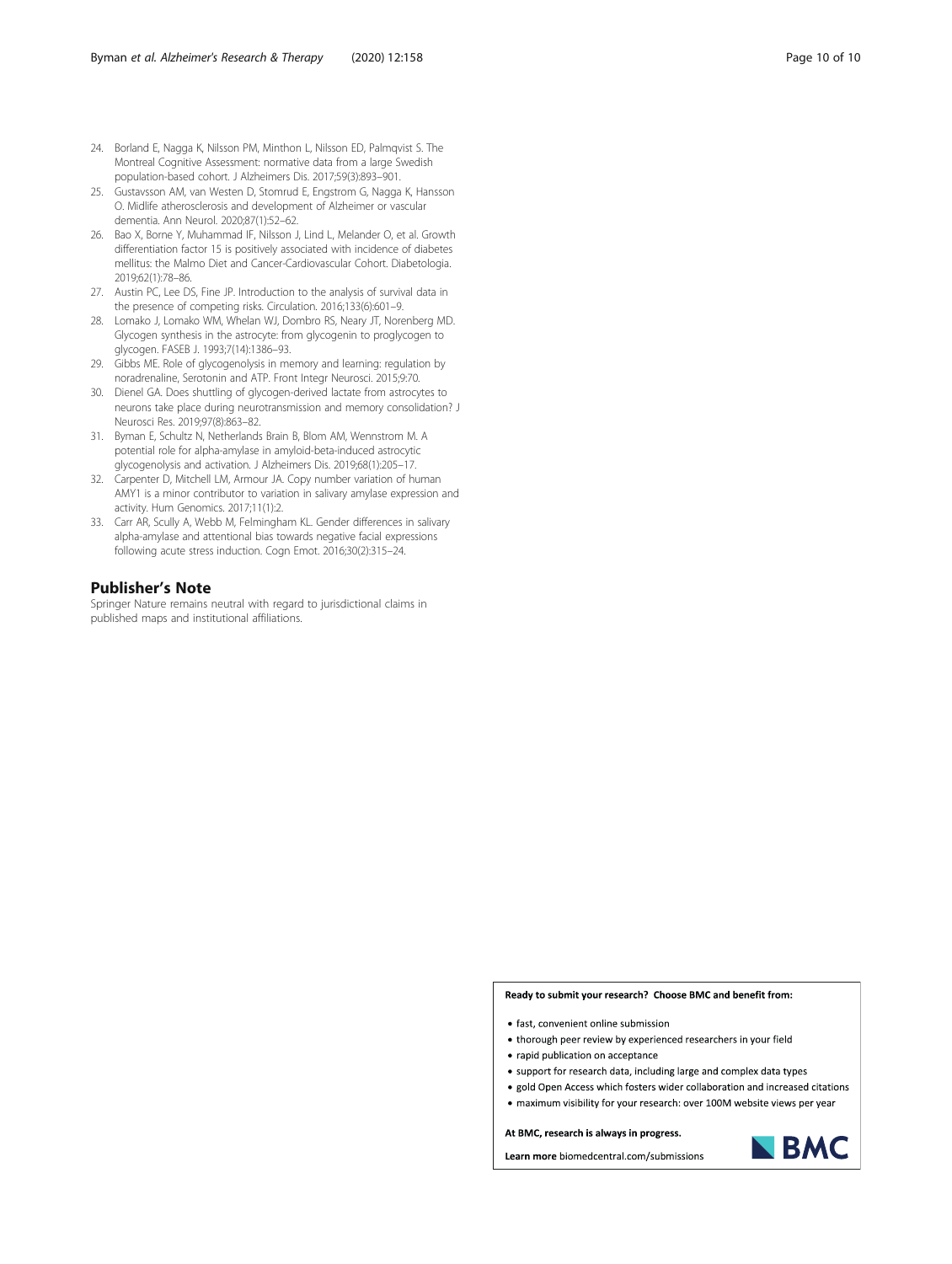24. Borland E, Nagga K, Nilsson PM, Minthon L, Nilsson ED, Palmqvist S. The Montreal Cognitive Assessment: normative data from a large Swedish population-based cohort. J Alzheimers Dis. 2017;59(3):893–901.
25. Gustavsson AM, van Westen D, Stomrud E, Engstrom G, Nagga K, Hansson O. Midlife atherosclerosis and development of Alzheimer or vascular dementia. Ann Neurol. 2020;87(1):52–62.
26. Bao X, Borne Y, Muhammad IF, Nilsson J, Lind L, Melander O, et al. Growth differentiation factor 15 is positively associated with incidence of diabetes mellitus: the Malmo Diet and Cancer-Cardiovascular Cohort. Diabetologia. 2019;62(1):78–86.
27. Austin PC, Lee DS, Fine JP. Introduction to the analysis of survival data in the presence of competing risks. Circulation. 2016;133(6):601–9.
28. Lomako J, Lomako WM, Whelan WJ, Dombro RS, Neary JT, Norenberg MD. Glycogen synthesis in the astrocyte: from glycogenin to proglycogen to glycogen. FASEB J. 1993;7(14):1386–93.
29. Gibbs ME. Role of glycogenolysis in memory and learning: regulation by noradrenaline, Serotonin and ATP. Front Integr Neurosci. 2015;9:70.
30. Dienel GA. Does shuttling of glycogen-derived lactate from astrocytes to neurons take place during neurotransmission and memory consolidation? J Neurosci Res. 2019;97(8):863–82.
31. Byman E, Schultz N, Netherlands Brain B, Blom AM, Wennstrom M. A potential role for alpha-amylase in amyloid-beta-induced astrocytic glycogenolysis and activation. J Alzheimers Dis. 2019;68(1):205–17.
32. Carpenter D, Mitchell LM, Armour JA. Copy number variation of human AMY1 is a minor contributor to variation in salivary amylase expression and activity. Hum Genomics. 2017;11(1):2.
33. Carr AR, Scully A, Webb M, Felmingham KL. Gender differences in salivary alpha-amylase and attentional bias towards negative facial expressions following acute stress induction. Cogn Emot. 2016;30(2):315–24.

## Publisher's Note

Springer Nature remains neutral with regard to jurisdictional claims in published maps and institutional affiliations.

**Ready to submit your research? Choose BMC and benefit from:**

- fast, convenient online submission
- thorough peer review by experienced researchers in your field
- rapid publication on acceptance
- support for research data, including large and complex data types
- gold Open Access which fosters wider collaboration and increased citations
- maximum visibility for your research: over 100M website views per year

**At BMC, research is always in progress.**

**Learn more** biomedcentral.com/submissions

BMC